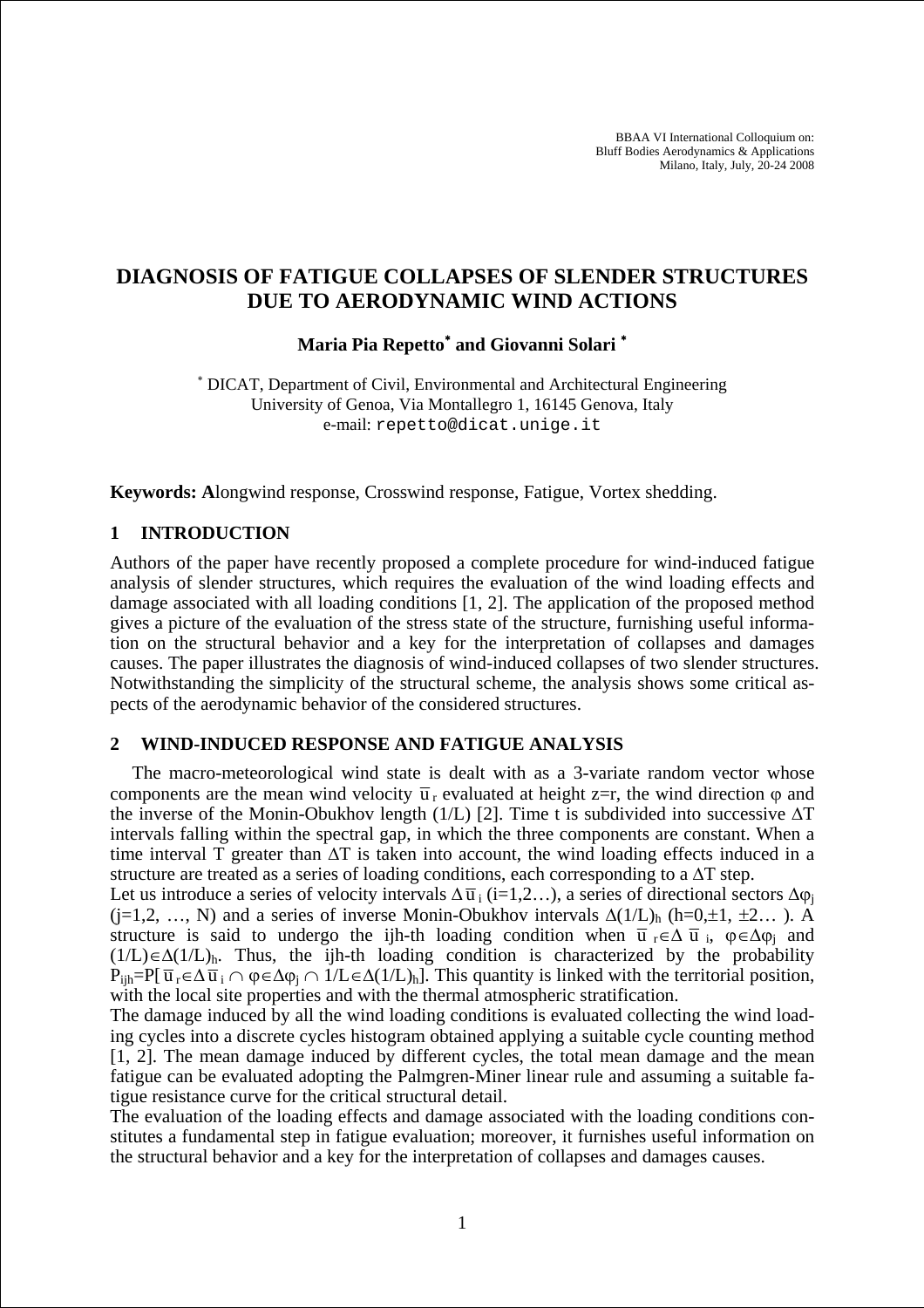BBAA VI International Colloquium on:
Bluff Bodies Aerodynamics & Applications
Milano, Italy, July, 20-24 2008

# DIAGNOSIS OF FATIGUE COLLAPSES OF SLENDER STRUCTURES DUE TO AERODYNAMIC WIND ACTIONS

**Maria Pia Repetto[*] and Giovanni Solari [*]**

[*] DICAT, Department of Civil, Environmental and Architectural Engineering
University of Genoa, Via Montallegro 1, 16145 Genova, Italy
e-mail: repetto@dicat.unige.it

**Keywords: A**longwind response, Crosswind response, Fatigue, Vortex shedding.

## 1 INTRODUCTION

Authors of the paper have recently proposed a complete procedure for wind-induced fatigue analysis of slender structures, which requires the evaluation of the wind loading effects and damage associated with all loading conditions [1, 2]. The application of the proposed method gives a picture of the evaluation of the stress state of the structure, furnishing useful information on the structural behavior and a key for the interpretation of collapses and damages causes. The paper illustrates the diagnosis of wind-induced collapses of two slender structures. Notwithstanding the simplicity of the structural scheme, the analysis shows some critical aspects of the aerodynamic behavior of the considered structures.

## 2 WIND-INDUCED RESPONSE AND FATIGUE ANALYSIS

The macro-meteorological wind state is dealt with as a 3-variate random vector whose components are the mean wind velocity $\bar{u}_r$ evaluated at height z=r, the wind direction $\varphi$ and the inverse of the Monin-Obukhov length (1/L) [2]. Time t is subdivided into successive $\Delta T$ intervals falling within the spectral gap, in which the three components are constant. When a time interval T greater than $\Delta T$ is taken into account, the wind loading effects induced in a structure are treated as a series of loading conditions, each corresponding to a $\Delta T$ step.

Let us introduce a series of velocity intervals $\Delta\bar{u}_i$ (i=1,2…), a series of directional sectors $\Delta\varphi_j$ (j=1,2, …, N) and a series of inverse Monin-Obukhov intervals $\Delta(1/L)_h$ (h=0,±1, ±2… ). A structure is said to undergo the ijh-th loading condition when $\bar{u}_r\in\Delta\bar{u}_i$, $\varphi\in\Delta\varphi_j$ and $(1/L)\in\Delta(1/L)_h$. Thus, the ijh-th loading condition is characterized by the probability $P_{ijh}=P[\bar{u}_r\in\Delta\bar{u}_i \cap \varphi\in\Delta\varphi_j \cap 1/L\in\Delta(1/L)_h]$. This quantity is linked with the territorial position, with the local site properties and with the thermal atmospheric stratification.

The damage induced by all the wind loading conditions is evaluated collecting the wind loading cycles into a discrete cycles histogram obtained applying a suitable cycle counting method [1, 2]. The mean damage induced by different cycles, the total mean damage and the mean fatigue can be evaluated adopting the Palmgren-Miner linear rule and assuming a suitable fatigue resistance curve for the critical structural detail.

The evaluation of the loading effects and damage associated with the loading conditions constitutes a fundamental step in fatigue evaluation; moreover, it furnishes useful information on the structural behavior and a key for the interpretation of collapses and damages causes.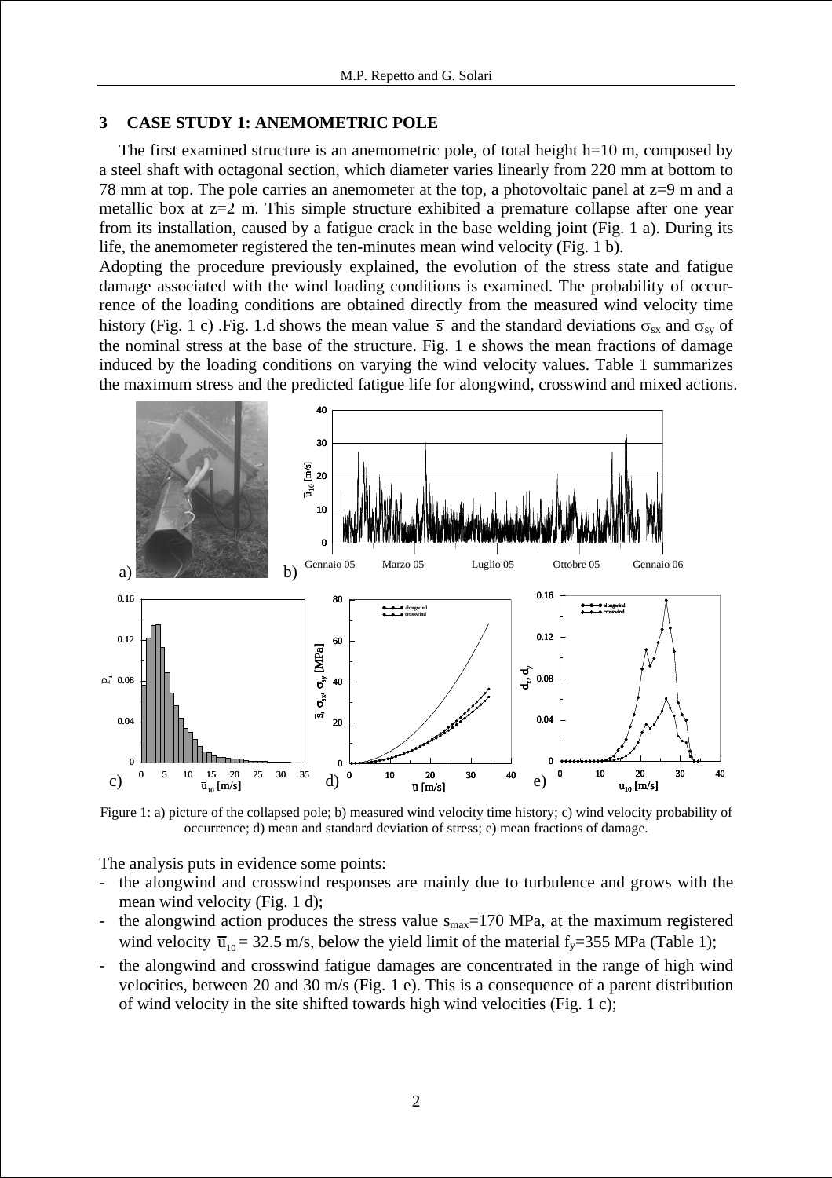## 3 CASE STUDY 1: ANEMOMETRIC POLE

The first examined structure is an anemometric pole, of total height h=10 m, composed by a steel shaft with octagonal section, which diameter varies linearly from 220 mm at bottom to 78 mm at top. The pole carries an anemometer at the top, a photovoltaic panel at z=9 m and a metallic box at z=2 m. This simple structure exhibited a premature collapse after one year from its installation, caused by a fatigue crack in the base welding joint (Fig. 1 a). During its life, the anemometer registered the ten-minutes mean wind velocity (Fig. 1 b).

Adopting the procedure previously explained, the evolution of the stress state and fatigue damage associated with the wind loading conditions is examined. The probability of occurrence of the loading conditions are obtained directly from the measured wind velocity time history (Fig. 1 c) .Fig. 1.d shows the mean value $\bar{s}$ and the standard deviations $\sigma_{sx}$ and $\sigma_{sy}$ of the nominal stress at the base of the structure. Fig. 1 e shows the mean fractions of damage induced by the loading conditions on varying the wind velocity values. Table 1 summarizes the maximum stress and the predicted fatigue life for alongwind, crosswind and mixed actions.

Figure 1: a) picture of the collapsed pole; b) measured wind velocity time history; c) wind velocity probability of occurrence; d) mean and standard deviation of stress; e) mean fractions of damage.

The analysis puts in evidence some points:

- the alongwind and crosswind responses are mainly due to turbulence and grows with the mean wind velocity (Fig. 1 d);
- the alongwind action produces the stress value $s_{max}$=170 MPa, at the maximum registered wind velocity $\bar{u}_{10}$ = 32.5 m/s, below the yield limit of the material $f_y$=355 MPa (Table 1);
- the alongwind and crosswind fatigue damages are concentrated in the range of high wind velocities, between 20 and 30 m/s (Fig. 1 e). This is a consequence of a parent distribution of wind velocity in the site shifted towards high wind velocities (Fig. 1 c);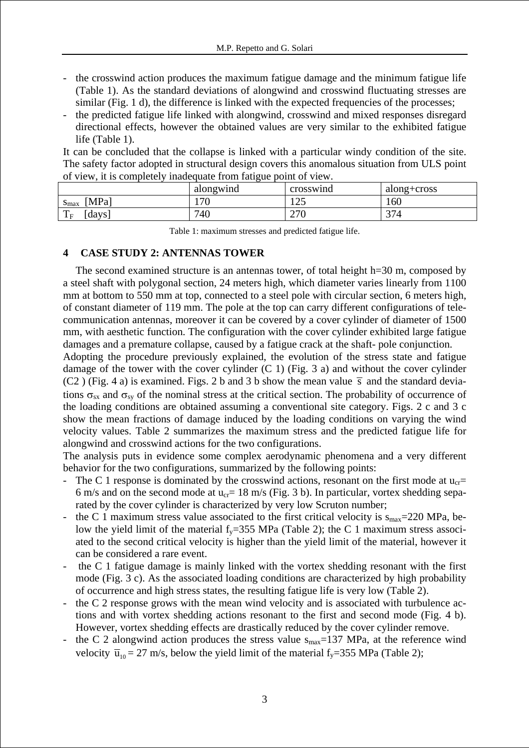- the crosswind action produces the maximum fatigue damage and the minimum fatigue life (Table 1). As the standard deviations of alongwind and crosswind fluctuating stresses are similar (Fig. 1 d), the difference is linked with the expected frequencies of the processes;
- the predicted fatigue life linked with alongwind, crosswind and mixed responses disregard directional effects, however the obtained values are very similar to the exhibited fatigue life (Table 1).

It can be concluded that the collapse is linked with a particular windy condition of the site. The safety factor adopted in structural design covers this anomalous situation from ULS point of view, it is completely inadequate from fatigue point of view.

| | alongwind | crosswind | along+cross |
|---|---|---|---|
| $s_{max}$ [MPa] | 170 | 125 | 160 |
| $T_F$ [days] | 740 | 270 | 374 |

Table 1: maximum stresses and predicted fatigue life.

## 4 CASE STUDY 2: ANTENNAS TOWER

The second examined structure is an antennas tower, of total height h=30 m, composed by a steel shaft with polygonal section, 24 meters high, which diameter varies linearly from 1100 mm at bottom to 550 mm at top, connected to a steel pole with circular section, 6 meters high, of constant diameter of 119 mm. The pole at the top can carry different configurations of telecommunication antennas, moreover it can be covered by a cover cylinder of diameter of 1500 mm, with aesthetic function. The configuration with the cover cylinder exhibited large fatigue damages and a premature collapse, caused by a fatigue crack at the shaft- pole conjunction.

Adopting the procedure previously explained, the evolution of the stress state and fatigue damage of the tower with the cover cylinder (C 1) (Fig. 3 a) and without the cover cylinder (C2 ) (Fig. 4 a) is examined. Figs. 2 b and 3 b show the mean value $\overline{s}$ and the standard deviations $\sigma_{sx}$ and $\sigma_{sy}$ of the nominal stress at the critical section. The probability of occurrence of the loading conditions are obtained assuming a conventional site category. Figs. 2 c and 3 c show the mean fractions of damage induced by the loading conditions on varying the wind velocity values. Table 2 summarizes the maximum stress and the predicted fatigue life for alongwind and crosswind actions for the two configurations.

The analysis puts in evidence some complex aerodynamic phenomena and a very different behavior for the two configurations, summarized by the following points:

- The C 1 response is dominated by the crosswind actions, resonant on the first mode at $u_{cr}$= 6 m/s and on the second mode at $u_{cr}$= 18 m/s (Fig. 3 b). In particular, vortex shedding separated by the cover cylinder is characterized by very low Scruton number;
- the C 1 maximum stress value associated to the first critical velocity is $s_{max}$=220 MPa, below the yield limit of the material $f_y$=355 MPa (Table 2); the C 1 maximum stress associated to the second critical velocity is higher than the yield limit of the material, however it can be considered a rare event.
- the C 1 fatigue damage is mainly linked with the vortex shedding resonant with the first mode (Fig. 3 c). As the associated loading conditions are characterized by high probability of occurrence and high stress states, the resulting fatigue life is very low (Table 2).
- the C 2 response grows with the mean wind velocity and is associated with turbulence actions and with vortex shedding actions resonant to the first and second mode (Fig. 4 b). However, vortex shedding effects are drastically reduced by the cover cylinder remove.
- the C 2 alongwind action produces the stress value $s_{max}$=137 MPa, at the reference wind velocity $\overline{u}_{10}$ = 27 m/s, below the yield limit of the material $f_y$=355 MPa (Table 2);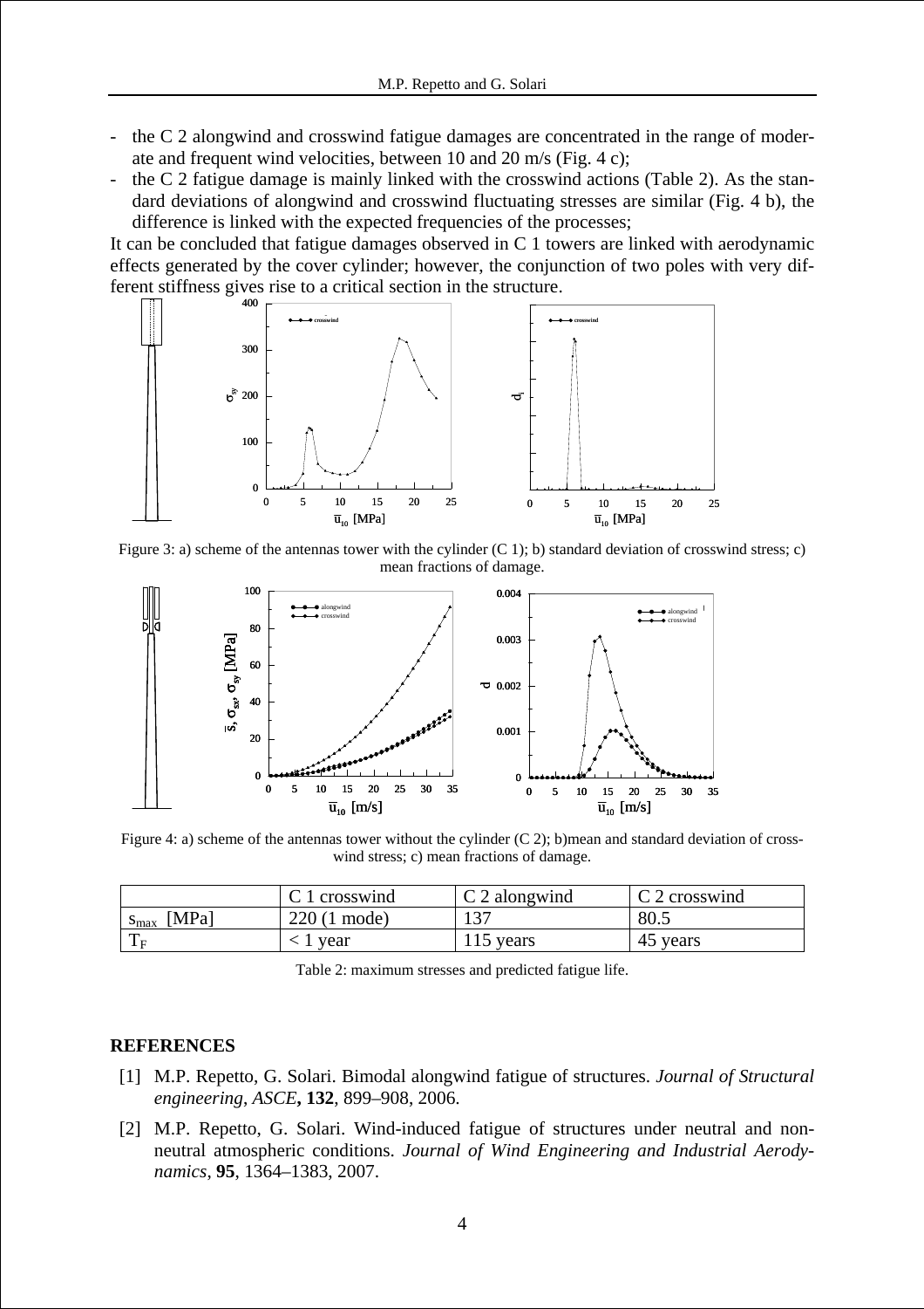- the C 2 alongwind and crosswind fatigue damages are concentrated in the range of moderate and frequent wind velocities, between 10 and 20 m/s (Fig. 4 c);
- the C 2 fatigue damage is mainly linked with the crosswind actions (Table 2). As the standard deviations of alongwind and crosswind fluctuating stresses are similar (Fig. 4 b), the difference is linked with the expected frequencies of the processes;

It can be concluded that fatigue damages observed in C 1 towers are linked with aerodynamic effects generated by the cover cylinder; however, the conjunction of two poles with very different stiffness gives rise to a critical section in the structure.

crosswind
$\sigma_{sy}$
400
300
200
100
0
0 5 10 15 20 25
$\bar{u}_{10}$ [MPa]

crosswind
$d_i$
0 5 10 15 20 25
$\bar{u}_{10}$ [MPa]

Figure 3: a) scheme of the antennas tower with the cylinder (C 1); b) standard deviation of crosswind stress; c) mean fractions of damage.

alongwind
crosswind
$\bar{s}$, $\sigma_{sx}$, $\sigma_{sy}$ [MPa]
100
80
60
40
20
0
0 5 10 15 20 25 30 35
$\bar{u}_{10}$ [m/s]

alongwind
crosswind
d
0.004
0.003
0.002
0.001
0
0 5 10 15 20 25 30 35
$\bar{u}_{10}$ [m/s]

Figure 4: a) scheme of the antennas tower without the cylinder (C 2); b)mean and standard deviation of crosswind stress; c) mean fractions of damage.

| | C 1 crosswind | C 2 alongwind | C 2 crosswind |
|---|---|---|---|
| $s_{max}$ [MPa] | 220 (1 mode) | 137 | 80.5 |
| $T_F$ | < 1 year | 115 years | 45 years |

Table 2: maximum stresses and predicted fatigue life.

## REFERENCES

[1] M.P. Repetto, G. Solari. Bimodal alongwind fatigue of structures. *Journal of Structural engineering, ASCE*, **132**, 899–908, 2006.

[2] M.P. Repetto, G. Solari. Wind-induced fatigue of structures under neutral and non-neutral atmospheric conditions. *Journal of Wind Engineering and Industrial Aerodynamics*, **95**, 1364–1383, 2007.